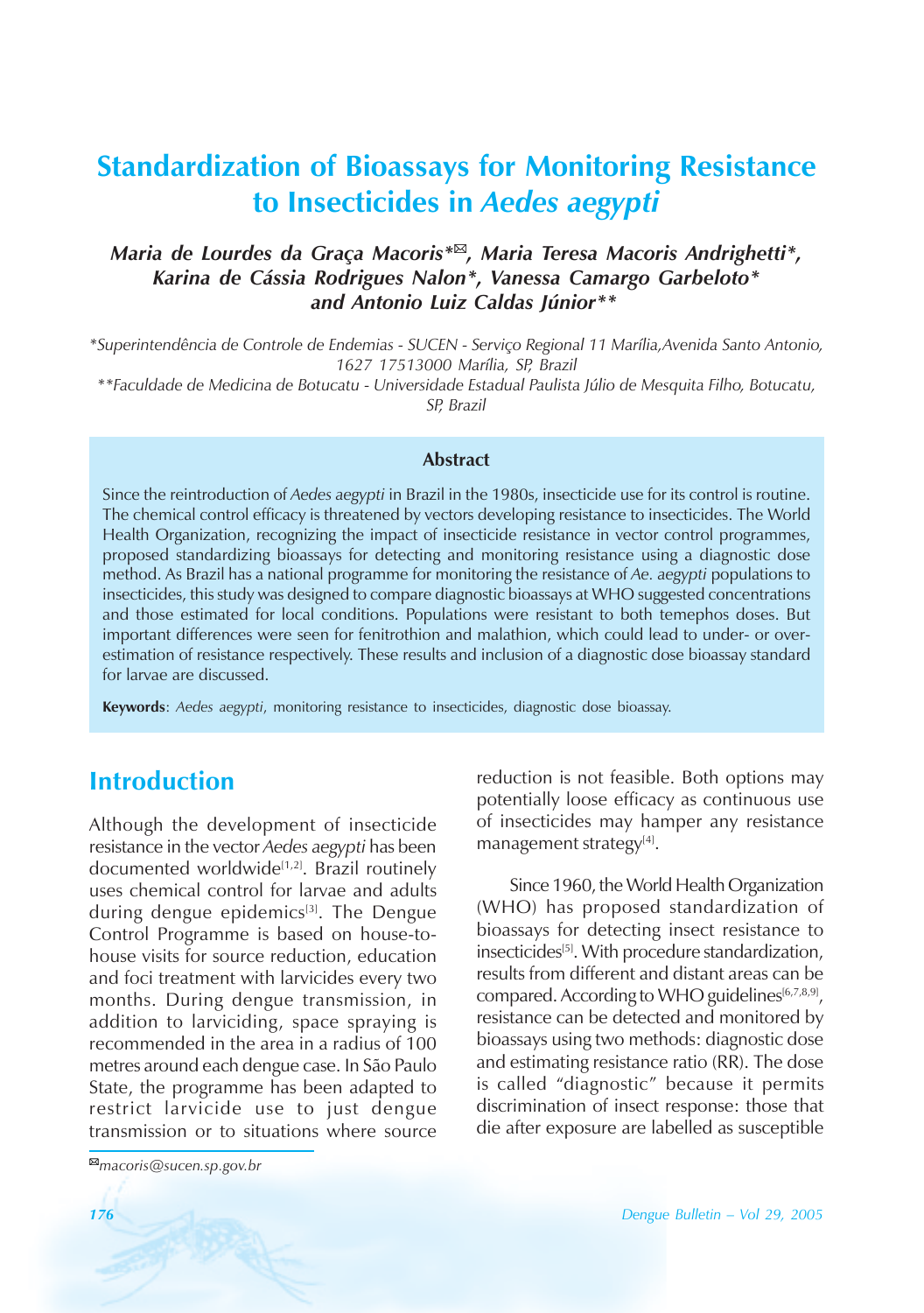# Standardization of Bioassays for Monitoring Resistance to Insecticides in *Aedes aegypti*

***Maria de Lourdes da Graça Macoris*\*✉, *Maria Teresa Macoris Andrighetti*\*, *Karina de Cássia Rodrigues Nalon*\*, *Vanessa Camargo Garbeloto*\* and *Antonio Luiz Caldas Júnior*\*\***

*\*Superintendência de Controle de Endemias - SUCEN - Serviço Regional 11 Marília,Avenida Santo Antonio, 1627 17513000 Marília, SP, Brazil*

*\*\*Faculdade de Medicina de Botucatu - Universidade Estadual Paulista Júlio de Mesquita Filho, Botucatu, SP, Brazil*

### Abstract

Since the reintroduction of *Aedes aegypti* in Brazil in the 1980s, insecticide use for its control is routine. The chemical control efficacy is threatened by vectors developing resistance to insecticides. The World Health Organization, recognizing the impact of insecticide resistance in vector control programmes, proposed standardizing bioassays for detecting and monitoring resistance using a diagnostic dose method. As Brazil has a national programme for monitoring the resistance of *Ae. aegypti* populations to insecticides, this study was designed to compare diagnostic bioassays at WHO suggested concentrations and those estimated for local conditions. Populations were resistant to both temephos doses. But important differences were seen for fenitrothion and malathion, which could lead to under- or over-estimation of resistance respectively. These results and inclusion of a diagnostic dose bioassay standard for larvae are discussed.

**Keywords**: *Aedes aegypti*, monitoring resistance to insecticides, diagnostic dose bioassay.

## Introduction

Although the development of insecticide resistance in the vector *Aedes aegypti* has been documented worldwide[1,2]. Brazil routinely uses chemical control for larvae and adults during dengue epidemics[3]. The Dengue Control Programme is based on house-to-house visits for source reduction, education and foci treatment with larvicides every two months. During dengue transmission, in addition to larviciding, space spraying is recommended in the area in a radius of 100 metres around each dengue case. In São Paulo State, the programme has been adapted to restrict larvicide use to just dengue transmission or to situations where source reduction is not feasible. Both options may potentially loose efficacy as continuous use of insecticides may hamper any resistance management strategy[4].

Since 1960, the World Health Organization (WHO) has proposed standardization of bioassays for detecting insect resistance to insecticides[5]. With procedure standardization, results from different and distant areas can be compared. According to WHO guidelines[6,7,8,9], resistance can be detected and monitored by bioassays using two methods: diagnostic dose and estimating resistance ratio (RR). The dose is called "diagnostic" because it permits discrimination of insect response: those that die after exposure are labelled as susceptible

✉macoris@sucen.sp.gov.br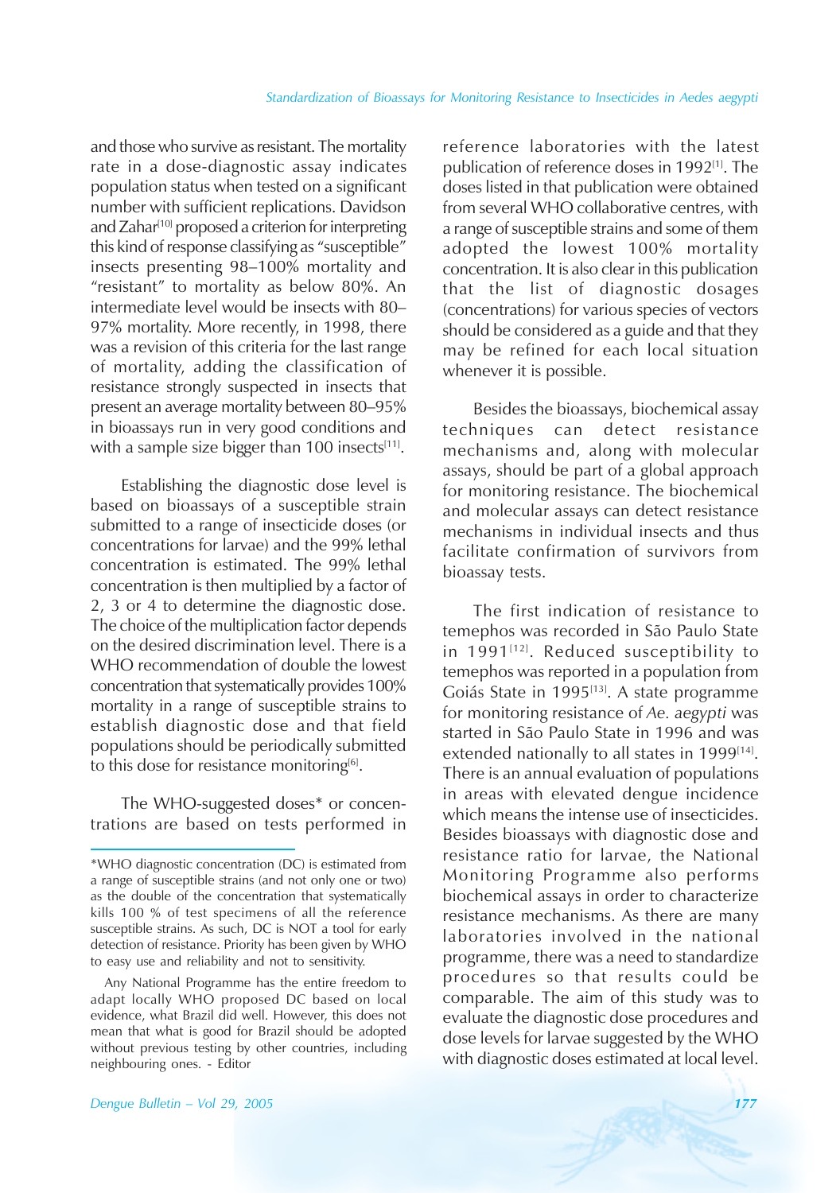and those who survive as resistant. The mortality rate in a dose-diagnostic assay indicates population status when tested on a significant number with sufficient replications. Davidson and Zahar[10] proposed a criterion for interpreting this kind of response classifying as "susceptible" insects presenting 98–100% mortality and "resistant" to mortality as below 80%. An intermediate level would be insects with 80–97% mortality. More recently, in 1998, there was a revision of this criteria for the last range of mortality, adding the classification of resistance strongly suspected in insects that present an average mortality between 80–95% in bioassays run in very good conditions and with a sample size bigger than 100 insects[11].

Establishing the diagnostic dose level is based on bioassays of a susceptible strain submitted to a range of insecticide doses (or concentrations for larvae) and the 99% lethal concentration is estimated. The 99% lethal concentration is then multiplied by a factor of 2, 3 or 4 to determine the diagnostic dose. The choice of the multiplication factor depends on the desired discrimination level. There is a WHO recommendation of double the lowest concentration that systematically provides 100% mortality in a range of susceptible strains to establish diagnostic dose and that field populations should be periodically submitted to this dose for resistance monitoring[6].

The WHO-suggested doses* or concentrations are based on tests performed in reference laboratories with the latest publication of reference doses in 1992[1]. The doses listed in that publication were obtained from several WHO collaborative centres, with a range of susceptible strains and some of them adopted the lowest 100% mortality concentration. It is also clear in this publication that the list of diagnostic dosages (concentrations) for various species of vectors should be considered as a guide and that they may be refined for each local situation whenever it is possible.

Besides the bioassays, biochemical assay techniques can detect resistance mechanisms and, along with molecular assays, should be part of a global approach for monitoring resistance. The biochemical and molecular assays can detect resistance mechanisms in individual insects and thus facilitate confirmation of survivors from bioassay tests.

The first indication of resistance to temephos was recorded in São Paulo State in 1991[12]. Reduced susceptibility to temephos was reported in a population from Goiás State in 1995[13]. A state programme for monitoring resistance of *Ae. aegypti* was started in São Paulo State in 1996 and was extended nationally to all states in 1999[14]. There is an annual evaluation of populations in areas with elevated dengue incidence which means the intense use of insecticides. Besides bioassays with diagnostic dose and resistance ratio for larvae, the National Monitoring Programme also performs biochemical assays in order to characterize resistance mechanisms. As there are many laboratories involved in the national programme, there was a need to standardize procedures so that results could be comparable. The aim of this study was to evaluate the diagnostic dose procedures and dose levels for larvae suggested by the WHO with diagnostic doses estimated at local level.

---

*WHO diagnostic concentration (DC) is estimated from a range of susceptible strains (and not only one or two) as the double of the concentration that systematically kills 100 % of test specimens of all the reference susceptible strains. As such, DC is NOT a tool for early detection of resistance. Priority has been given by WHO to easy use and reliability and not to sensitivity.

Any National Programme has the entire freedom to adapt locally WHO proposed DC based on local evidence, what Brazil did well. However, this does not mean that what is good for Brazil should be adopted without previous testing by other countries, including neighbouring ones. - Editor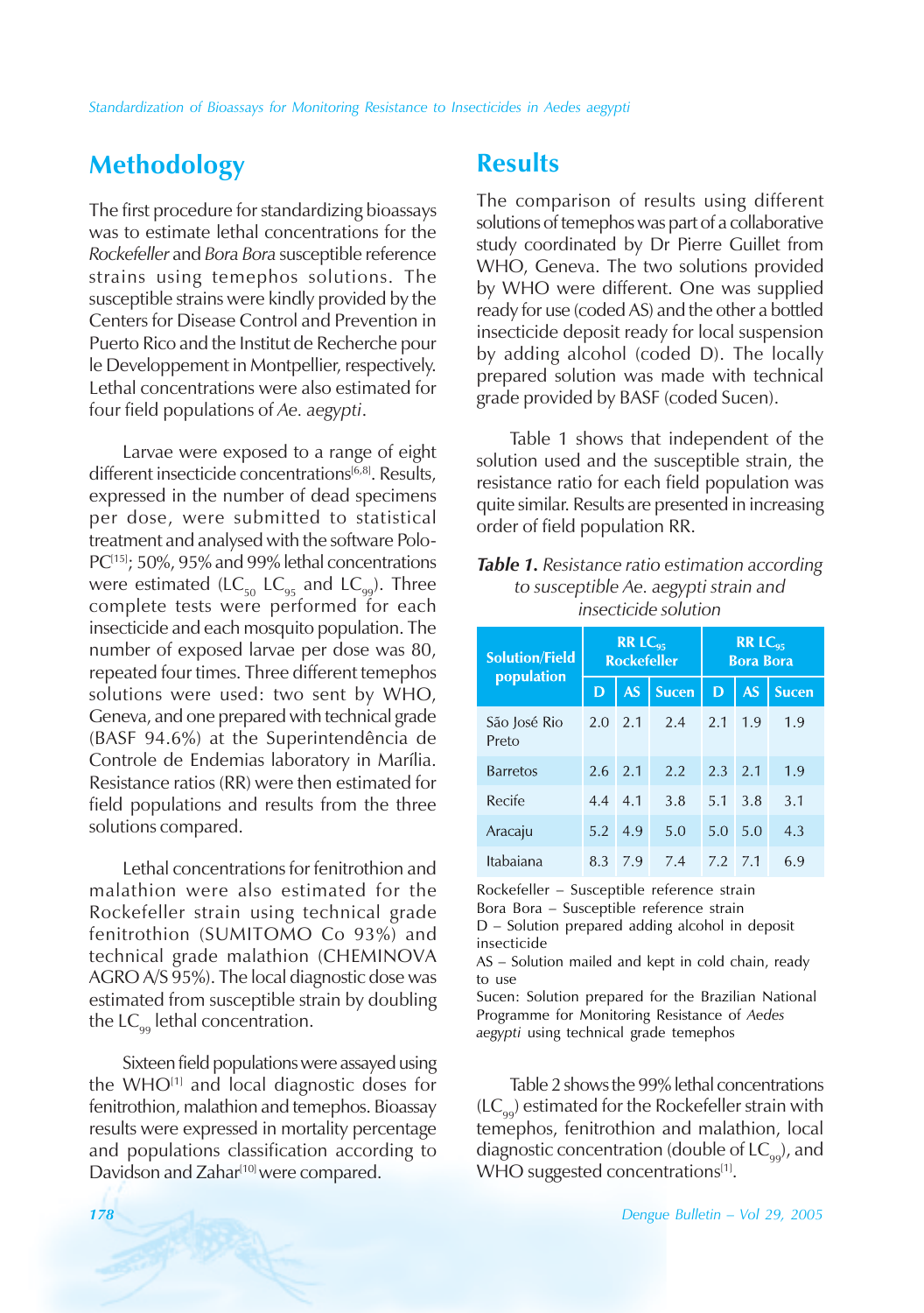## Methodology

The first procedure for standardizing bioassays was to estimate lethal concentrations for the *Rockefeller* and *Bora Bora* susceptible reference strains using temephos solutions. The susceptible strains were kindly provided by the Centers for Disease Control and Prevention in Puerto Rico and the Institut de Recherche pour le Developpement in Montpellier, respectively. Lethal concentrations were also estimated for four field populations of *Ae. aegypti*.

Larvae were exposed to a range of eight different insecticide concentrations[6,8]. Results, expressed in the number of dead specimens per dose, were submitted to statistical treatment and analysed with the software Polo-PC[15]; 50%, 95% and 99% lethal concentrations were estimated ($LC_{50}$ $LC_{95}$ and $LC_{99}$). Three complete tests were performed for each insecticide and each mosquito population. The number of exposed larvae per dose was 80, repeated four times. Three different temephos solutions were used: two sent by WHO, Geneva, and one prepared with technical grade (BASF 94.6%) at the Superintendência de Controle de Endemias laboratory in Marília. Resistance ratios (RR) were then estimated for field populations and results from the three solutions compared.

Lethal concentrations for fenitrothion and malathion were also estimated for the Rockefeller strain using technical grade fenitrothion (SUMITOMO Co 93%) and technical grade malathion (CHEMINOVA AGRO A/S 95%). The local diagnostic dose was estimated from susceptible strain by doubling the $LC_{99}$ lethal concentration.

Sixteen field populations were assayed using the WHO[1] and local diagnostic doses for fenitrothion, malathion and temephos. Bioassay results were expressed in mortality percentage and populations classification according to Davidson and Zahar[10] were compared.

## Results

The comparison of results using different solutions of temephos was part of a collaborative study coordinated by Dr Pierre Guillet from WHO, Geneva. The two solutions provided by WHO were different. One was supplied ready for use (coded AS) and the other a bottled insecticide deposit ready for local suspension by adding alcohol (coded D). The locally prepared solution was made with technical grade provided by BASF (coded Sucen).

Table 1 shows that independent of the solution used and the susceptible strain, the resistance ratio for each field population was quite similar. Results are presented in increasing order of field population RR.

***Table 1.*** *Resistance ratio estimation according to susceptible Ae. aegypti strain and insecticide solution*

| Solution/Field population | RR $LC_{95}$ Rockefeller | | | RR $LC_{95}$ Bora Bora | | |
|---|---|---|---|---|---|---|
| | D | AS | Sucen | D | AS | Sucen |
| São José Rio Preto | 2.0 | 2.1 | 2.4 | 2.1 | 1.9 | 1.9 |
| Barretos | 2.6 | 2.1 | 2.2 | 2.3 | 2.1 | 1.9 |
| Recife | 4.4 | 4.1 | 3.8 | 5.1 | 3.8 | 3.1 |
| Aracaju | 5.2 | 4.9 | 5.0 | 5.0 | 5.0 | 4.3 |
| Itabaiana | 8.3 | 7.9 | 7.4 | 7.2 | 7.1 | 6.9 |

Rockefeller – Susceptible reference strain
Bora Bora – Susceptible reference strain
D – Solution prepared adding alcohol in deposit insecticide
AS – Solution mailed and kept in cold chain, ready to use
Sucen: Solution prepared for the Brazilian National Programme for Monitoring Resistance of *Aedes aegypti* using technical grade temephos

Table 2 shows the 99% lethal concentrations ($LC_{99}$) estimated for the Rockefeller strain with temephos, fenitrothion and malathion, local diagnostic concentration (double of $LC_{99}$), and WHO suggested concentrations[1].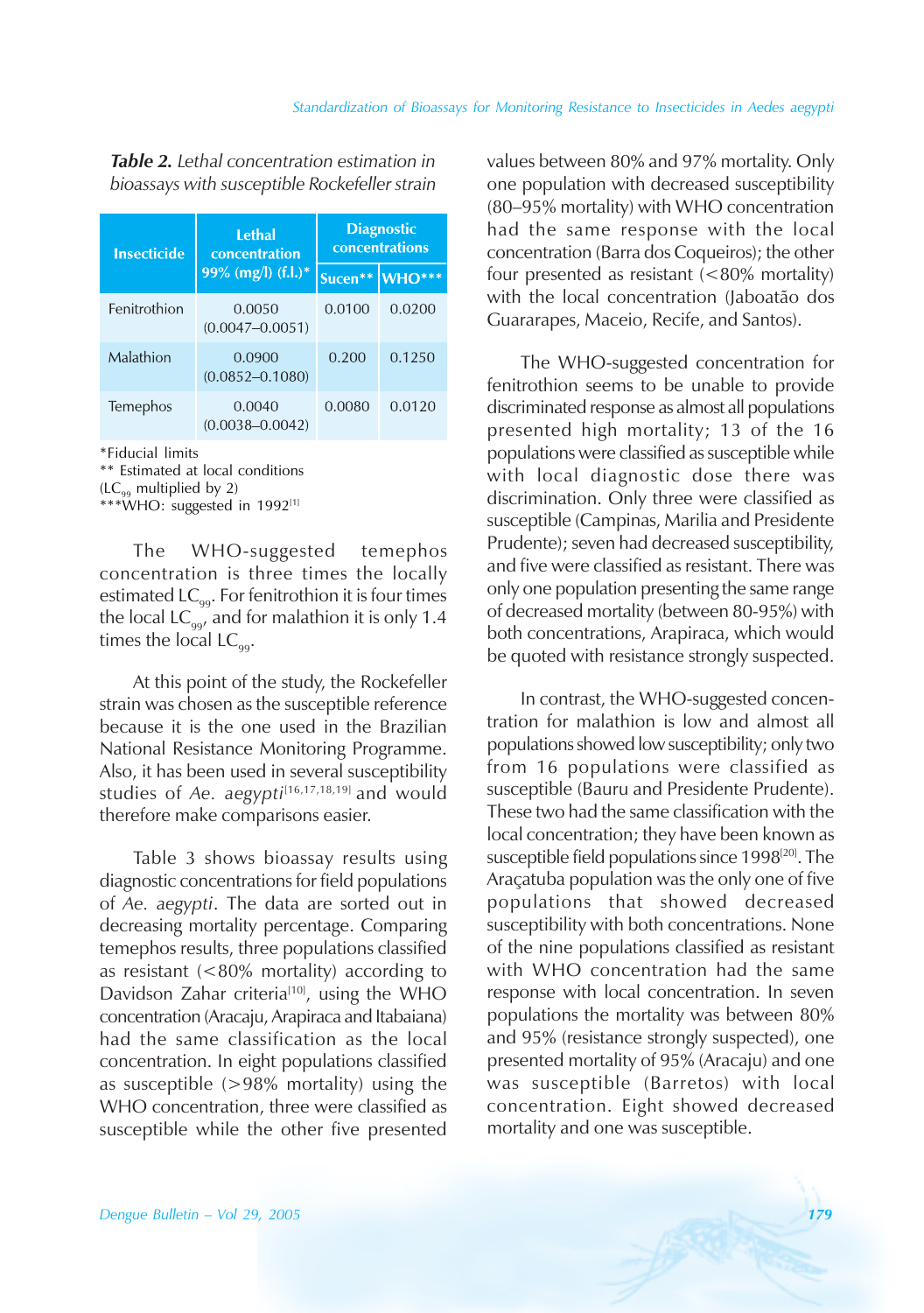***Table 2.** Lethal concentration estimation in bioassays with susceptible Rockefeller strain*

| Insecticide | Lethal concentration 99% (mg/l) (f.l.)* | Diagnostic concentrations | |
|---|---|---|---|
| | | Sucen** | WHO*** |
| Fenitrothion | 0.0050 (0.0047–0.0051) | 0.0100 | 0.0200 |
| Malathion | 0.0900 (0.0852–0.1080) | 0.200 | 0.1250 |
| Temephos | 0.0040 (0.0038–0.0042) | 0.0080 | 0.0120 |

*Fiducial limits
** Estimated at local conditions ($LC_{99}$ multiplied by 2)
***WHO: suggested in 1992[1]

The WHO-suggested temephos concentration is three times the locally estimated $LC_{99}$. For fenitrothion it is four times the local $LC_{99}$, and for malathion it is only 1.4 times the local $LC_{99}$.

At this point of the study, the Rockefeller strain was chosen as the susceptible reference because it is the one used in the Brazilian National Resistance Monitoring Programme. Also, it has been used in several susceptibility studies of *Ae. aegypti*[16,17,18,19] and would therefore make comparisons easier.

Table 3 shows bioassay results using diagnostic concentrations for field populations of *Ae. aegypti*. The data are sorted out in decreasing mortality percentage. Comparing temephos results, three populations classified as resistant (<80% mortality) according to Davidson Zahar criteria[10], using the WHO concentration (Aracaju, Arapiraca and Itabaiana) had the same classification as the local concentration. In eight populations classified as susceptible (>98% mortality) using the WHO concentration, three were classified as susceptible while the other five presented values between 80% and 97% mortality. Only one population with decreased susceptibility (80–95% mortality) with WHO concentration had the same response with the local concentration (Barra dos Coqueiros); the other four presented as resistant (<80% mortality) with the local concentration (Jaboatão dos Guararapes, Maceio, Recife, and Santos).

The WHO-suggested concentration for fenitrothion seems to be unable to provide discriminated response as almost all populations presented high mortality; 13 of the 16 populations were classified as susceptible while with local diagnostic dose there was discrimination. Only three were classified as susceptible (Campinas, Marilia and Presidente Prudente); seven had decreased susceptibility, and five were classified as resistant. There was only one population presenting the same range of decreased mortality (between 80-95%) with both concentrations, Arapiraca, which would be quoted with resistance strongly suspected.

In contrast, the WHO-suggested concentration for malathion is low and almost all populations showed low susceptibility; only two from 16 populations were classified as susceptible (Bauru and Presidente Prudente). These two had the same classification with the local concentration; they have been known as susceptible field populations since 1998[20]. The Araçatuba population was the only one of five populations that showed decreased susceptibility with both concentrations. None of the nine populations classified as resistant with WHO concentration had the same response with local concentration. In seven populations the mortality was between 80% and 95% (resistance strongly suspected), one presented mortality of 95% (Aracaju) and one was susceptible (Barretos) with local concentration. Eight showed decreased mortality and one was susceptible.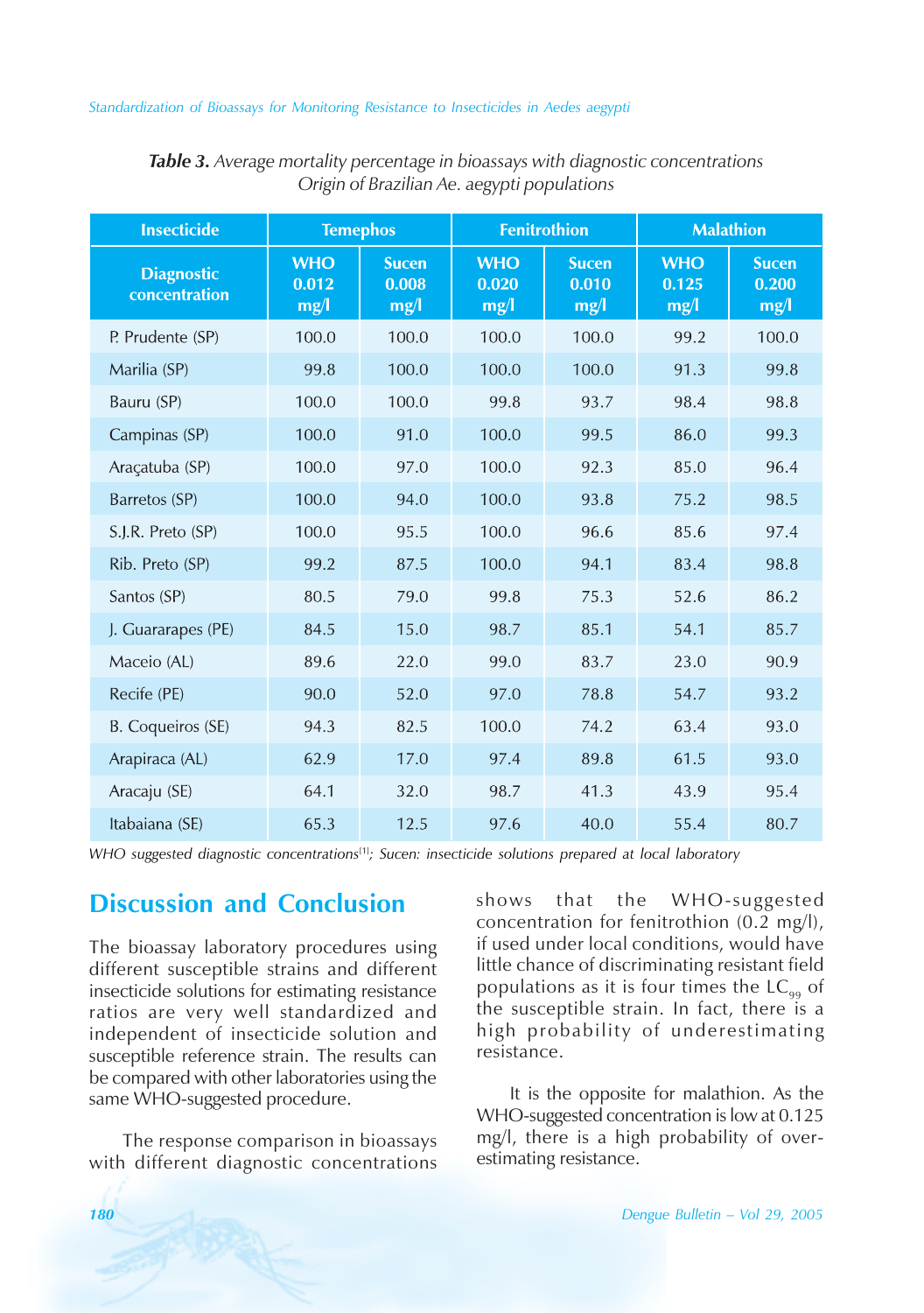***Table 3.*** *Average mortality percentage in bioassays with diagnostic concentrations Origin of Brazilian Ae. aegypti populations*

| Insecticide | Temephos | | Fenitrothion | | Malathion | |
|---|---|---|---|---|---|---|
| Diagnostic concentration | WHO 0.012 mg/l | Sucen 0.008 mg/l | WHO 0.020 mg/l | Sucen 0.010 mg/l | WHO 0.125 mg/l | Sucen 0.200 mg/l |
| P. Prudente (SP) | 100.0 | 100.0 | 100.0 | 100.0 | 99.2 | 100.0 |
| Marilia (SP) | 99.8 | 100.0 | 100.0 | 100.0 | 91.3 | 99.8 |
| Bauru (SP) | 100.0 | 100.0 | 99.8 | 93.7 | 98.4 | 98.8 |
| Campinas (SP) | 100.0 | 91.0 | 100.0 | 99.5 | 86.0 | 99.3 |
| Araçatuba (SP) | 100.0 | 97.0 | 100.0 | 92.3 | 85.0 | 96.4 |
| Barretos (SP) | 100.0 | 94.0 | 100.0 | 93.8 | 75.2 | 98.5 |
| S.J.R. Preto (SP) | 100.0 | 95.5 | 100.0 | 96.6 | 85.6 | 97.4 |
| Rib. Preto (SP) | 99.2 | 87.5 | 100.0 | 94.1 | 83.4 | 98.8 |
| Santos (SP) | 80.5 | 79.0 | 99.8 | 75.3 | 52.6 | 86.2 |
| J. Guararapes (PE) | 84.5 | 15.0 | 98.7 | 85.1 | 54.1 | 85.7 |
| Maceio (AL) | 89.6 | 22.0 | 99.0 | 83.7 | 23.0 | 90.9 |
| Recife (PE) | 90.0 | 52.0 | 97.0 | 78.8 | 54.7 | 93.2 |
| B. Coqueiros (SE) | 94.3 | 82.5 | 100.0 | 74.2 | 63.4 | 93.0 |
| Arapiraca (AL) | 62.9 | 17.0 | 97.4 | 89.8 | 61.5 | 93.0 |
| Aracaju (SE) | 64.1 | 32.0 | 98.7 | 41.3 | 43.9 | 95.4 |
| Itabaiana (SE) | 65.3 | 12.5 | 97.6 | 40.0 | 55.4 | 80.7 |

*WHO suggested diagnostic concentrations[1]; Sucen: insecticide solutions prepared at local laboratory*

## Discussion and Conclusion

The bioassay laboratory procedures using different susceptible strains and different insecticide solutions for estimating resistance ratios are very well standardized and independent of insecticide solution and susceptible reference strain. The results can be compared with other laboratories using the same WHO-suggested procedure.

The response comparison in bioassays with different diagnostic concentrations shows that the WHO-suggested concentration for fenitrothion (0.2 mg/l), if used under local conditions, would have little chance of discriminating resistant field populations as it is four times the $LC_{99}$ of the susceptible strain. In fact, there is a high probability of underestimating resistance.

It is the opposite for malathion. As the WHO-suggested concentration is low at 0.125 mg/l, there is a high probability of over-estimating resistance.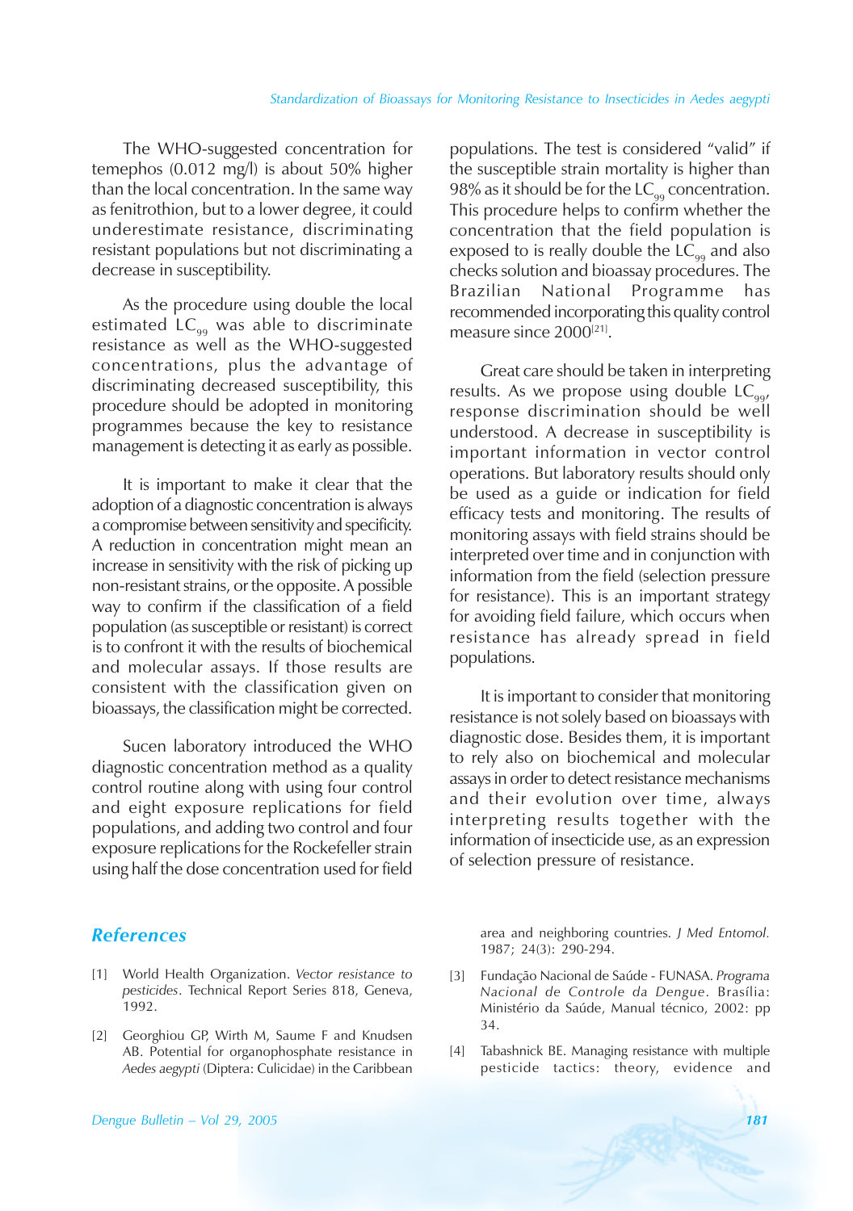The WHO-suggested concentration for temephos (0.012 mg/l) is about 50% higher than the local concentration. In the same way as fenitrothion, but to a lower degree, it could underestimate resistance, discriminating resistant populations but not discriminating a decrease in susceptibility.

As the procedure using double the local estimated $LC_{99}$ was able to discriminate resistance as well as the WHO-suggested concentrations, plus the advantage of discriminating decreased susceptibility, this procedure should be adopted in monitoring programmes because the key to resistance management is detecting it as early as possible.

It is important to make it clear that the adoption of a diagnostic concentration is always a compromise between sensitivity and specificity. A reduction in concentration might mean an increase in sensitivity with the risk of picking up non-resistant strains, or the opposite. A possible way to confirm if the classification of a field population (as susceptible or resistant) is correct is to confront it with the results of biochemical and molecular assays. If those results are consistent with the classification given on bioassays, the classification might be corrected.

Sucen laboratory introduced the WHO diagnostic concentration method as a quality control routine along with using four control and eight exposure replications for field populations, and adding two control and four exposure replications for the Rockefeller strain using half the dose concentration used for field populations. The test is considered "valid" if the susceptible strain mortality is higher than 98% as it should be for the $LC_{99}$ concentration. This procedure helps to confirm whether the concentration that the field population is exposed to is really double the $LC_{99}$ and also checks solution and bioassay procedures. The Brazilian National Programme has recommended incorporating this quality control measure since 2000[21].

Great care should be taken in interpreting results. As we propose using double $LC_{99}$, response discrimination should be well understood. A decrease in susceptibility is important information in vector control operations. But laboratory results should only be used as a guide or indication for field efficacy tests and monitoring. The results of monitoring assays with field strains should be interpreted over time and in conjunction with information from the field (selection pressure for resistance). This is an important strategy for avoiding field failure, which occurs when resistance has already spread in field populations.

It is important to consider that monitoring resistance is not solely based on bioassays with diagnostic dose. Besides them, it is important to rely also on biochemical and molecular assays in order to detect resistance mechanisms and their evolution over time, always interpreting results together with the information of insecticide use, as an expression of selection pressure of resistance.

## References

[1] World Health Organization. *Vector resistance to pesticides*. Technical Report Series 818, Geneva, 1992.

[2] Georghiou GP, Wirth M, Saume F and Knudsen AB. Potential for organophosphate resistance in *Aedes aegypti* (Diptera: Culicidae) in the Caribbean area and neighboring countries. *J Med Entomol.* 1987; 24(3): 290-294.

[3] Fundação Nacional de Saúde - FUNASA. *Programa Nacional de Controle da Dengue*. Brasília: Ministério da Saúde, Manual técnico, 2002: pp 34.

[4] Tabashnick BE. Managing resistance with multiple pesticide tactics: theory, evidence and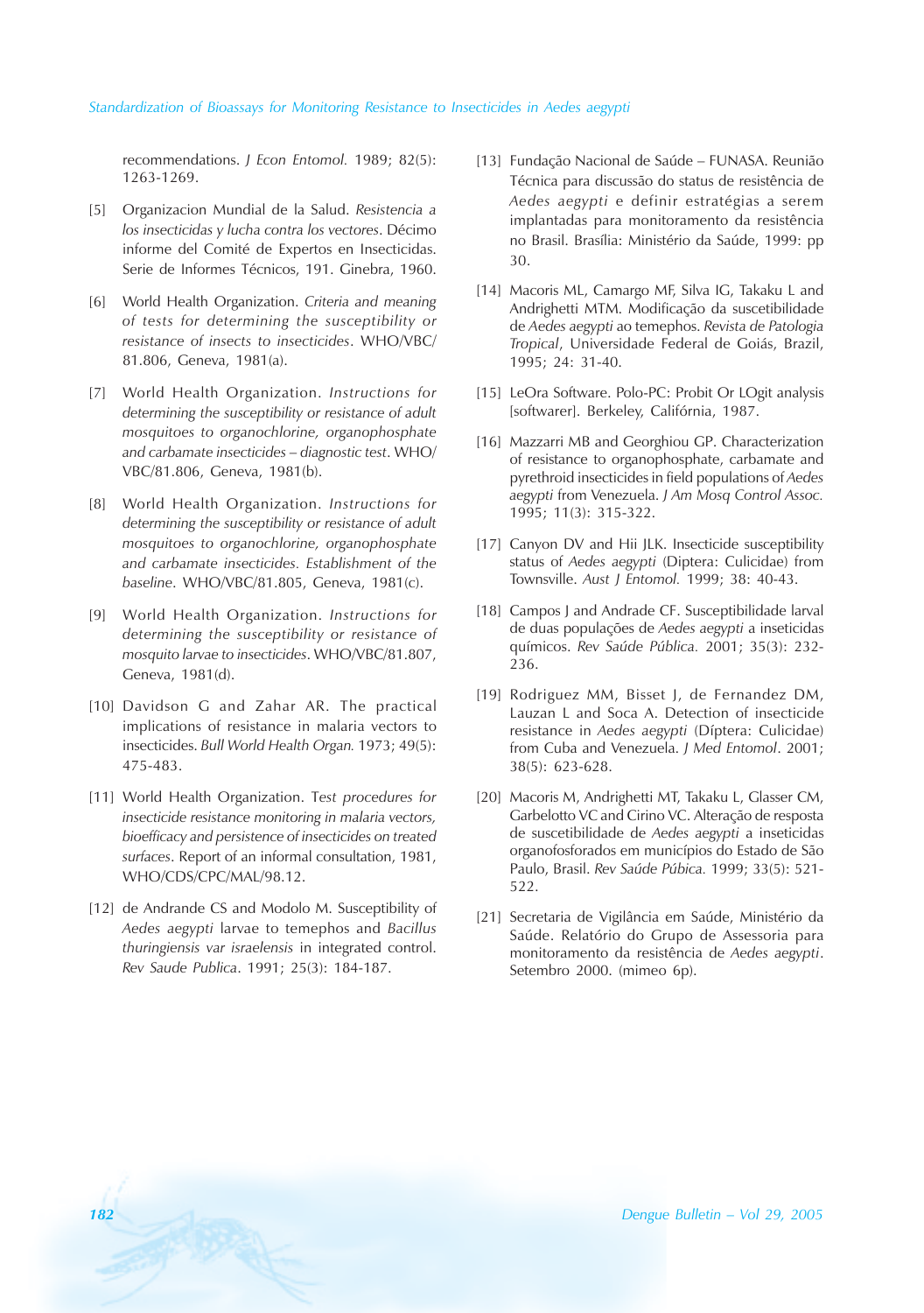recommendations. *J Econ Entomol.* 1989; 82(5): 1263-1269.

[5] Organizacion Mundial de la Salud. *Resistencia a los insecticidas y lucha contra los vectores*. Décimo informe del Comité de Expertos en Insecticidas. Serie de Informes Técnicos, 191. Ginebra, 1960.

[6] World Health Organization. *Criteria and meaning of tests for determining the susceptibility or resistance of insects to insecticides*. WHO/VBC/81.806, Geneva, 1981(a).

[7] World Health Organization. *Instructions for determining the susceptibility or resistance of adult mosquitoes to organochlorine, organophosphate and carbamate insecticides – diagnostic test*. WHO/VBC/81.806, Geneva, 1981(b).

[8] World Health Organization. *Instructions for determining the susceptibility or resistance of adult mosquitoes to organochlorine, organophosphate and carbamate insecticides. Establishment of the baseline.* WHO/VBC/81.805, Geneva, 1981(c).

[9] World Health Organization. *Instructions for determining the susceptibility or resistance of mosquito larvae to insecticides*. WHO/VBC/81.807, Geneva, 1981(d).

[10] Davidson G and Zahar AR. The practical implications of resistance in malaria vectors to insecticides. *Bull World Health Organ.* 1973; 49(5): 475-483.

[11] World Health Organization. T*est procedures for insecticide resistance monitoring in malaria vectors, bioefficacy and persistence of insecticides on treated surfaces*. Report of an informal consultation, 1981, WHO/CDS/CPC/MAL/98.12.

[12] de Andrande CS and Modolo M. Susceptibility of *Aedes aegypti* larvae to temephos and *Bacillus thuringiensis var israelensis* in integrated control. *Rev Saude Publica*. 1991; 25(3): 184-187.

[13] Fundação Nacional de Saúde – FUNASA. Reunião Técnica para discussão do status de resistência de *Aedes aegypti* e definir estratégias a serem implantadas para monitoramento da resistência no Brasil. Brasília: Ministério da Saúde, 1999: pp 30.

[14] Macoris ML, Camargo MF, Silva IG, Takaku L and Andrighetti MTM. Modificação da suscetibilidade de *Aedes aegypti* ao temephos. *Revista de Patologia Tropical*, Universidade Federal de Goiás, Brazil, 1995; 24: 31-40.

[15] LeOra Software. Polo-PC: Probit Or LOgit analysis [softwarer]. Berkeley, Califórnia, 1987.

[16] Mazzarri MB and Georghiou GP. Characterization of resistance to organophosphate, carbamate and pyrethroid insecticides in field populations of *Aedes aegypti* from Venezuela. *J Am Mosq Control Assoc.* 1995; 11(3): 315-322.

[17] Canyon DV and Hii JLK. Insecticide susceptibility status of *Aedes aegypti* (Diptera: Culicidae) from Townsville. *Aust J Entomol.* 1999; 38: 40-43.

[18] Campos J and Andrade CF. Susceptibilidade larval de duas populações de *Aedes aegypti* a inseticidas químicos. *Rev Saúde Pública.* 2001; 35(3): 232-236.

[19] Rodriguez MM, Bisset J, de Fernandez DM, Lauzan L and Soca A. Detection of insecticide resistance in *Aedes aegypti* (Díptera: Culicidae) from Cuba and Venezuela. *J Med Entomol*. 2001; 38(5): 623-628.

[20] Macoris M, Andrighetti MT, Takaku L, Glasser CM, Garbelotto VC and Cirino VC. Alteração de resposta de suscetibilidade de *Aedes aegypti* a inseticidas organofosforados em municípios do Estado de São Paulo, Brasil. *Rev Saúde Púbica.* 1999; 33(5): 521-522.

[21] Secretaria de Vigilância em Saúde, Ministério da Saúde. Relatório do Grupo de Assessoria para monitoramento da resistência de *Aedes aegypti*. Setembro 2000. (mimeo 6p).